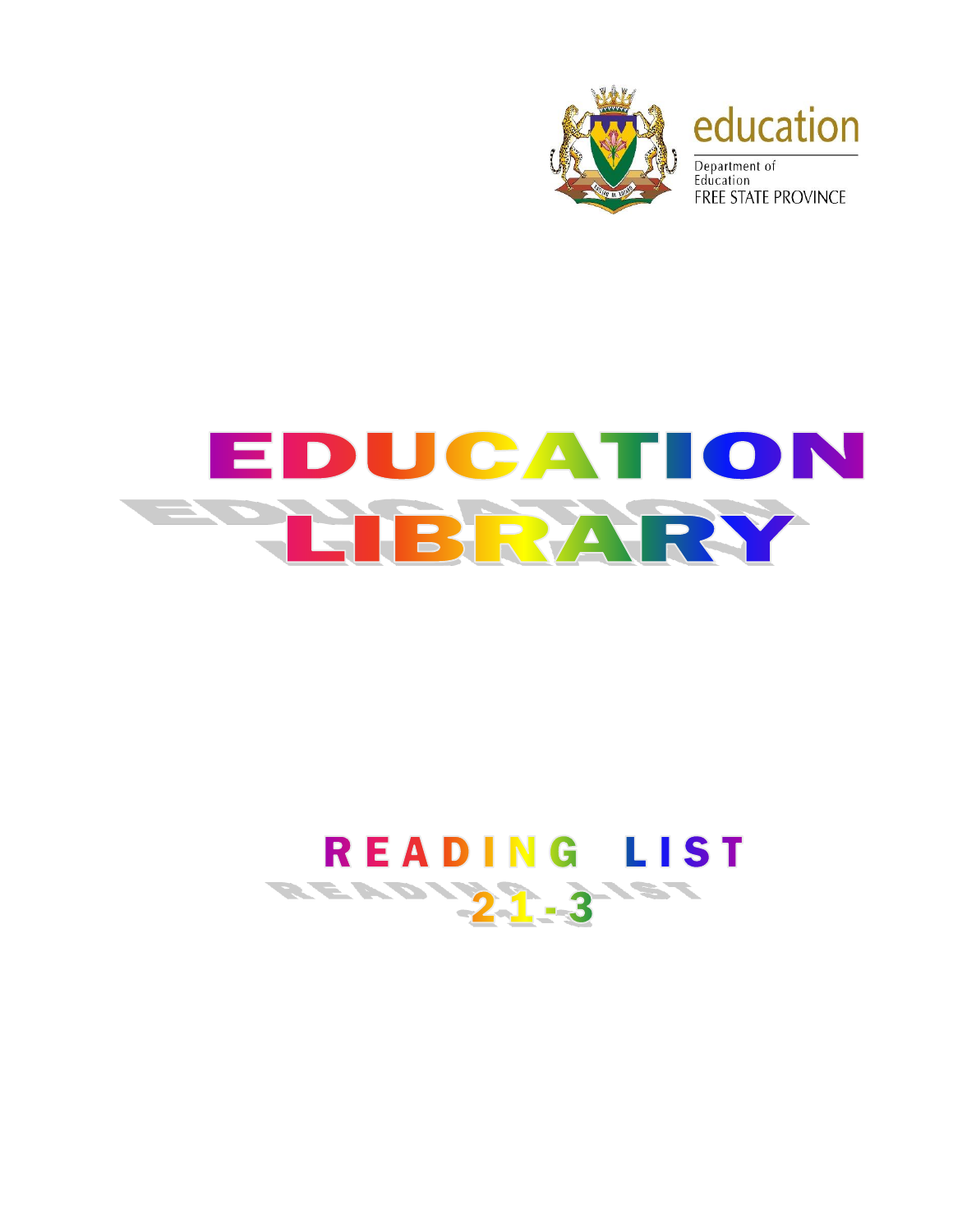education

Department of Education

FREE STATE PROVINCE

# EDUCATION LIBRARY

## READING LIST

## 21-3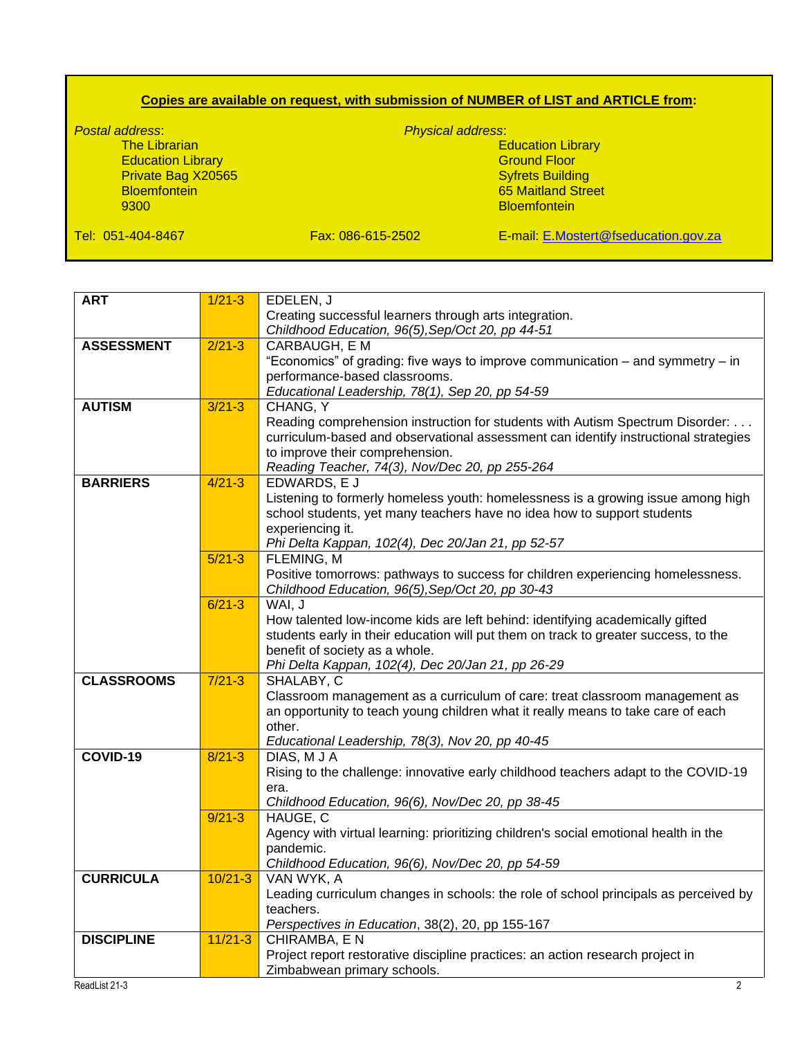**Copies are available on request, with submission of NUMBER of LIST and ARTICLE from:**

*Postal address*:
The Librarian
Education Library
Private Bag X20565
Bloemfontein
9300

*Physical address*:
Education Library
Ground Floor
Syfrets Building
65 Maitland Street
Bloemfontein

Tel: 051-404-8467 Fax: 086-615-2502 E-mail: E.Mostert@fseducation.gov.za

| | | |
|---|---|---|
| **ART** | 1/21-3 | EDELEN, J<br>Creating successful learners through arts integration.<br>*Childhood Education, 96(5),Sep/Oct 20, pp 44-51* |
| **ASSESSMENT** | 2/21-3 | CARBAUGH, E M<br>"Economics" of grading: five ways to improve communication – and symmetry – in performance-based classrooms.<br>*Educational Leadership, 78(1), Sep 20, pp 54-59* |
| **AUTISM** | 3/21-3 | CHANG, Y<br>Reading comprehension instruction for students with Autism Spectrum Disorder: . . . curriculum-based and observational assessment can identify instructional strategies to improve their comprehension.<br>*Reading Teacher, 74(3), Nov/Dec 20, pp 255-264* |
| **BARRIERS** | 4/21-3 | EDWARDS, E J<br>Listening to formerly homeless youth: homelessness is a growing issue among high school students, yet many teachers have no idea how to support students experiencing it.<br>*Phi Delta Kappan, 102(4), Dec 20/Jan 21, pp 52-57* |
| | 5/21-3 | FLEMING, M<br>Positive tomorrows: pathways to success for children experiencing homelessness.<br>*Childhood Education, 96(5),Sep/Oct 20, pp 30-43* |
| | 6/21-3 | WAI, J<br>How talented low-income kids are left behind: identifying academically gifted students early in their education will put them on track to greater success, to the benefit of society as a whole.<br>*Phi Delta Kappan, 102(4), Dec 20/Jan 21, pp 26-29* |
| **CLASSROOMS** | 7/21-3 | SHALABY, C<br>Classroom management as a curriculum of care: treat classroom management as an opportunity to teach young children what it really means to take care of each other.<br>*Educational Leadership, 78(3), Nov 20, pp 40-45* |
| **COVID-19** | 8/21-3 | DIAS, M J A<br>Rising to the challenge: innovative early childhood teachers adapt to the COVID-19 era.<br>*Childhood Education, 96(6), Nov/Dec 20, pp 38-45* |
| | 9/21-3 | HAUGE, C<br>Agency with virtual learning: prioritizing children's social emotional health in the pandemic.<br>*Childhood Education, 96(6), Nov/Dec 20, pp 54-59* |
| **CURRICULA** | 10/21-3 | VAN WYK, A<br>Leading curriculum changes in schools: the role of school principals as perceived by teachers.<br>*Perspectives in Education*, 38(2), 20, pp 155-167 |
| **DISCIPLINE** | 11/21-3 | CHIRAMBA, E N<br>Project report restorative discipline practices: an action research project in Zimbabwean primary schools. |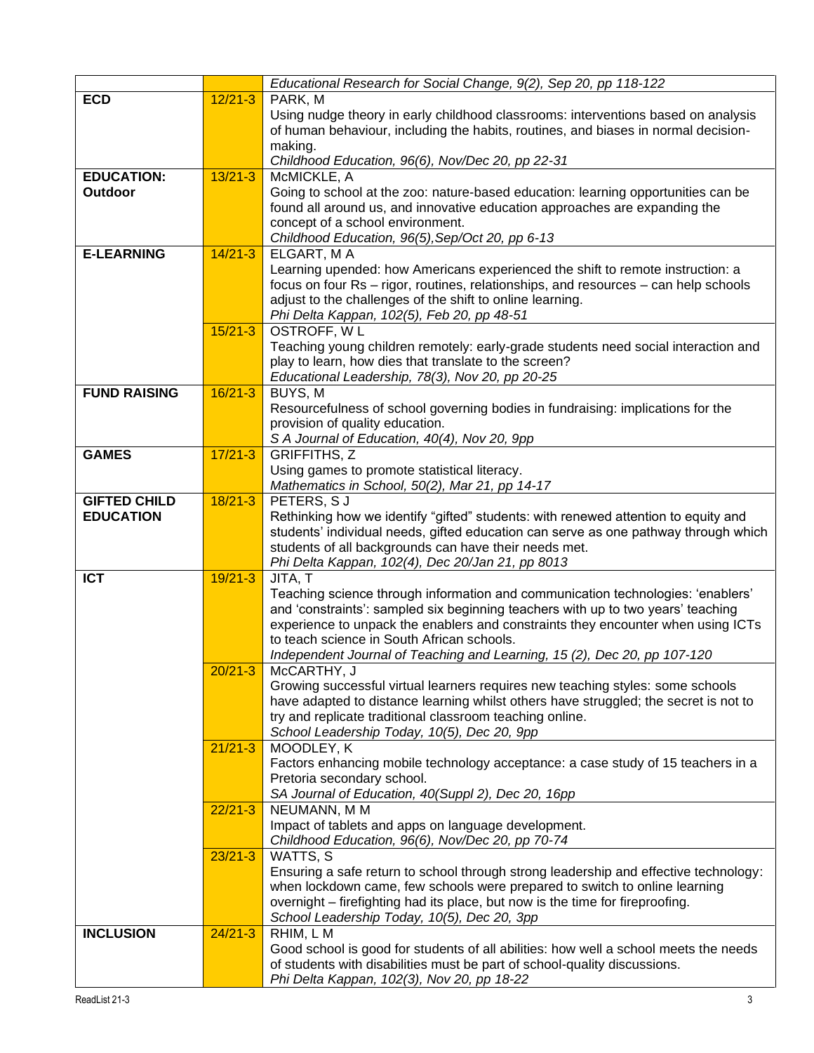| | | |
|---|---|---|
| | | *Educational Research for Social Change, 9(2), Sep 20, pp 118-122* |
| **ECD** | 12/21-3 | PARK, M<br>Using nudge theory in early childhood classrooms: interventions based on analysis of human behaviour, including the habits, routines, and biases in normal decision-making.<br>*Childhood Education, 96(6), Nov/Dec 20, pp 22-31* |
| **EDUCATION: Outdoor** | 13/21-3 | McMICKLE, A<br>Going to school at the zoo: nature-based education: learning opportunities can be found all around us, and innovative education approaches are expanding the concept of a school environment.<br>*Childhood Education, 96(5),Sep/Oct 20, pp 6-13* |
| **E-LEARNING** | 14/21-3 | ELGART, M A<br>Learning upended: how Americans experienced the shift to remote instruction: a focus on four Rs – rigor, routines, relationships, and resources – can help schools adjust to the challenges of the shift to online learning.<br>*Phi Delta Kappan, 102(5), Feb 20, pp 48-51* |
| | 15/21-3 | OSTROFF, W L<br>Teaching young children remotely: early-grade students need social interaction and play to learn, how dies that translate to the screen?<br>*Educational Leadership, 78(3), Nov 20, pp 20-25* |
| **FUND RAISING** | 16/21-3 | BUYS, M<br>Resourcefulness of school governing bodies in fundraising: implications for the provision of quality education.<br>*S A Journal of Education, 40(4), Nov 20, 9pp* |
| **GAMES** | 17/21-3 | GRIFFITHS, Z<br>Using games to promote statistical literacy.<br>*Mathematics in School, 50(2), Mar 21, pp 14-17* |
| **GIFTED CHILD EDUCATION** | 18/21-3 | PETERS, S J<br>Rethinking how we identify "gifted" students: with renewed attention to equity and students' individual needs, gifted education can serve as one pathway through which students of all backgrounds can have their needs met.<br>*Phi Delta Kappan, 102(4), Dec 20/Jan 21, pp 8013* |
| **ICT** | 19/21-3 | JITA, T<br>Teaching science through information and communication technologies: 'enablers' and 'constraints': sampled six beginning teachers with up to two years' teaching experience to unpack the enablers and constraints they encounter when using ICTs to teach science in South African schools.<br>*Independent Journal of Teaching and Learning, 15 (2), Dec 20, pp 107-120* |
| | 20/21-3 | McCARTHY, J<br>Growing successful virtual learners requires new teaching styles: some schools have adapted to distance learning whilst others have struggled; the secret is not to try and replicate traditional classroom teaching online.<br>*School Leadership Today, 10(5), Dec 20, 9pp* |
| | 21/21-3 | MOODLEY, K<br>Factors enhancing mobile technology acceptance: a case study of 15 teachers in a Pretoria secondary school.<br>*SA Journal of Education, 40(Suppl 2), Dec 20, 16pp* |
| | 22/21-3 | NEUMANN, M M<br>Impact of tablets and apps on language development.<br>*Childhood Education, 96(6), Nov/Dec 20, pp 70-74* |
| | 23/21-3 | WATTS, S<br>Ensuring a safe return to school through strong leadership and effective technology: when lockdown came, few schools were prepared to switch to online learning overnight – firefighting had its place, but now is the time for fireproofing.<br>*School Leadership Today, 10(5), Dec 20, 3pp* |
| **INCLUSION** | 24/21-3 | RHIM, L M<br>Good school is good for students of all abilities: how well a school meets the needs of students with disabilities must be part of school-quality discussions.<br>*Phi Delta Kappan, 102(3), Nov 20, pp 18-22* |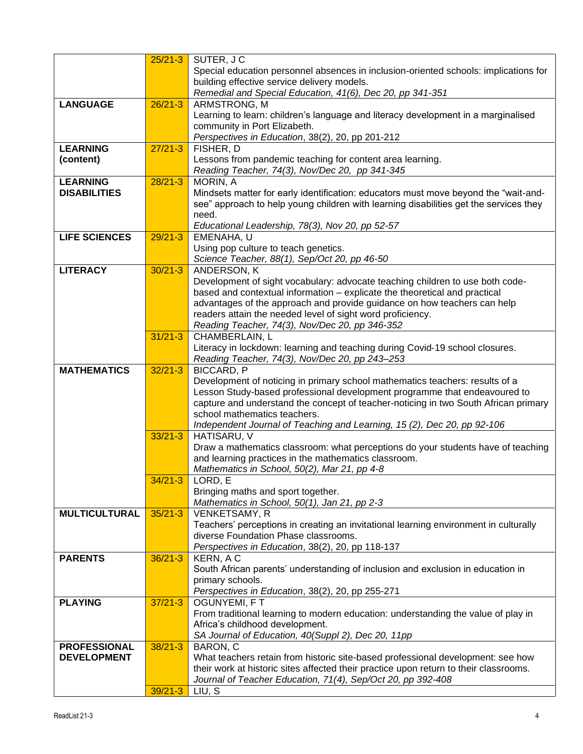| | | |
|---|---|---|
| | 25/21-3 | SUTER, J C<br>Special education personnel absences in inclusion-oriented schools: implications for building effective service delivery models.<br>*Remedial and Special Education, 41(6), Dec 20, pp 341-351* |
| **LANGUAGE** | 26/21-3 | ARMSTRONG, M<br>Learning to learn: children's language and literacy development in a marginalised community in Port Elizabeth.<br>*Perspectives in Education*, 38(2), 20, pp 201-212 |
| **LEARNING (content)** | 27/21-3 | FISHER, D<br>Lessons from pandemic teaching for content area learning.<br>*Reading Teacher, 74(3), Nov/Dec 20, pp 341-345* |
| **LEARNING DISABILITIES** | 28/21-3 | MORIN, A<br>Mindsets matter for early identification: educators must move beyond the "wait-and-see" approach to help young children with learning disabilities get the services they need.<br>*Educational Leadership, 78(3), Nov 20, pp 52-57* |
| **LIFE SCIENCES** | 29/21-3 | EMENAHA, U<br>Using pop culture to teach genetics.<br>*Science Teacher, 88(1), Sep/Oct 20, pp 46-50* |
| **LITERACY** | 30/21-3 | ANDERSON, K<br>Development of sight vocabulary: advocate teaching children to use both code-based and contextual information – explicate the theoretical and practical advantages of the approach and provide guidance on how teachers can help readers attain the needed level of sight word proficiency.<br>*Reading Teacher, 74(3), Nov/Dec 20, pp 346-352* |
| | 31/21-3 | CHAMBERLAIN, L<br>Literacy in lockdown: learning and teaching during Covid-19 school closures.<br>*Reading Teacher, 74(3), Nov/Dec 20, pp 243–253* |
| **MATHEMATICS** | 32/21-3 | BICCARD, P<br>Development of noticing in primary school mathematics teachers: results of a Lesson Study-based professional development programme that endeavoured to capture and understand the concept of teacher-noticing in two South African primary school mathematics teachers.<br>*Independent Journal of Teaching and Learning, 15 (2), Dec 20, pp 92-106* |
| | 33/21-3 | HATISARU, V<br>Draw a mathematics classroom: what perceptions do your students have of teaching and learning practices in the mathematics classroom.<br>*Mathematics in School, 50(2), Mar 21, pp 4-8* |
| | 34/21-3 | LORD, E<br>Bringing maths and sport together.<br>*Mathematics in School, 50(1), Jan 21, pp 2-3* |
| **MULTICULTURAL** | 35/21-3 | VENKETSAMY, R<br>Teachers' perceptions in creating an invitational learning environment in culturally diverse Foundation Phase classrooms.<br>*Perspectives in Education*, 38(2), 20, pp 118-137 |
| **PARENTS** | 36/21-3 | KERN, A C<br>South African parents' understanding of inclusion and exclusion in education in primary schools.<br>*Perspectives in Education*, 38(2), 20, pp 255-271 |
| **PLAYING** | 37/21-3 | OGUNYEMI, F T<br>From traditional learning to modern education: understanding the value of play in Africa's childhood development.<br>*SA Journal of Education, 40(Suppl 2), Dec 20, 11pp* |
| **PROFESSIONAL DEVELOPMENT** | 38/21-3 | BARON, C<br>What teachers retain from historic site-based professional development: see how their work at historic sites affected their practice upon return to their classrooms.<br>*Journal of Teacher Education, 71(4), Sep/Oct 20, pp 392-408* |
| | 39/21-3 | LIU, S |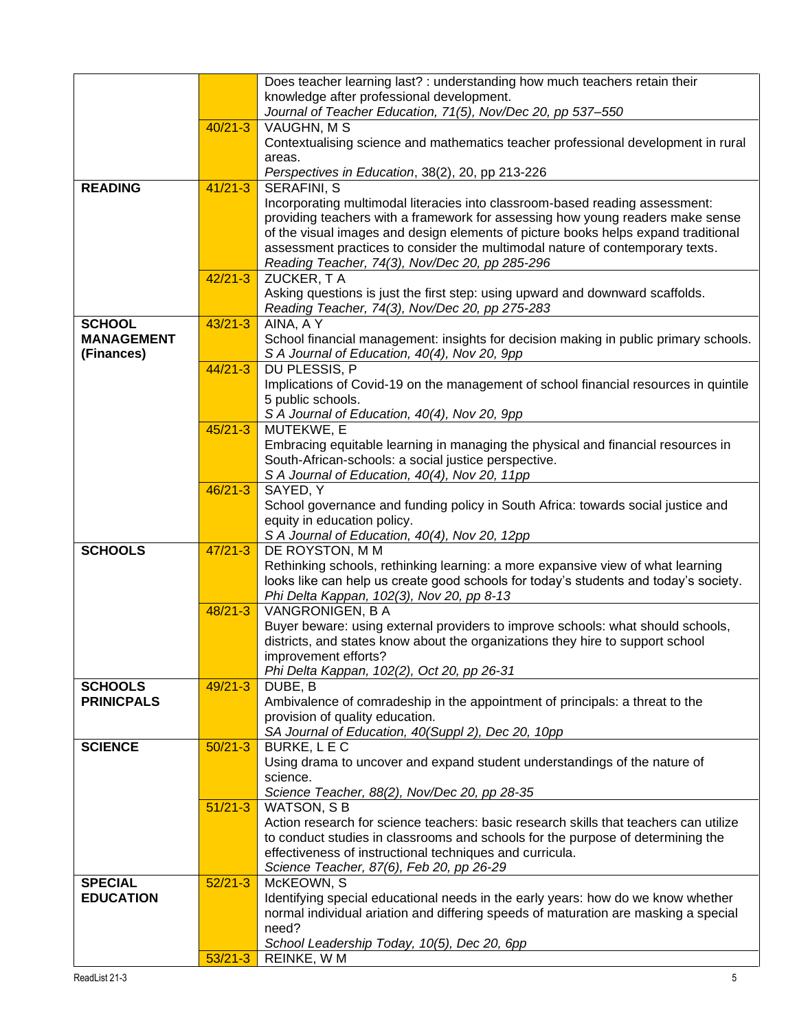| | | |
|---|---|---|
| | | Does teacher learning last? : understanding how much teachers retain their knowledge after professional development.<br>*Journal of Teacher Education, 71(5), Nov/Dec 20, pp 537–550* |
| | 40/21-3 | VAUGHN, M S<br>Contextualising science and mathematics teacher professional development in rural areas.<br>*Perspectives in Education*, 38(2), 20, pp 213-226 |
| **READING** | 41/21-3 | SERAFINI, S<br>Incorporating multimodal literacies into classroom-based reading assessment: providing teachers with a framework for assessing how young readers make sense of the visual images and design elements of picture books helps expand traditional assessment practices to consider the multimodal nature of contemporary texts.<br>*Reading Teacher, 74(3), Nov/Dec 20, pp 285-296* |
| | 42/21-3 | ZUCKER, T A<br>Asking questions is just the first step: using upward and downward scaffolds.<br>*Reading Teacher, 74(3), Nov/Dec 20, pp 275-283* |
| **SCHOOL MANAGEMENT (Finances)** | 43/21-3 | AINA, A Y<br>School financial management: insights for decision making in public primary schools.<br>*S A Journal of Education, 40(4), Nov 20, 9pp* |
| | 44/21-3 | DU PLESSIS, P<br>Implications of Covid-19 on the management of school financial resources in quintile 5 public schools.<br>*S A Journal of Education, 40(4), Nov 20, 9pp* |
| | 45/21-3 | MUTEKWE, E<br>Embracing equitable learning in managing the physical and financial resources in South-African-schools: a social justice perspective.<br>*S A Journal of Education, 40(4), Nov 20, 11pp* |
| | 46/21-3 | SAYED, Y<br>School governance and funding policy in South Africa: towards social justice and equity in education policy.<br>*S A Journal of Education, 40(4), Nov 20, 12pp* |
| **SCHOOLS** | 47/21-3 | DE ROYSTON, M M<br>Rethinking schools, rethinking learning: a more expansive view of what learning looks like can help us create good schools for today's students and today's society.<br>*Phi Delta Kappan, 102(3), Nov 20, pp 8-13* |
| | 48/21-3 | VANGRONIGEN, B A<br>Buyer beware: using external providers to improve schools: what should schools, districts, and states know about the organizations they hire to support school improvement efforts?<br>*Phi Delta Kappan, 102(2), Oct 20, pp 26-31* |
| **SCHOOLS PRINICPALS** | 49/21-3 | DUBE, B<br>Ambivalence of comradeship in the appointment of principals: a threat to the provision of quality education.<br>*SA Journal of Education, 40(Suppl 2), Dec 20, 10pp* |
| **SCIENCE** | 50/21-3 | BURKE, L E C<br>Using drama to uncover and expand student understandings of the nature of science.<br>*Science Teacher, 88(2), Nov/Dec 20, pp 28-35* |
| | 51/21-3 | WATSON, S B<br>Action research for science teachers: basic research skills that teachers can utilize to conduct studies in classrooms and schools for the purpose of determining the effectiveness of instructional techniques and curricula.<br>*Science Teacher, 87(6), Feb 20, pp 26-29* |
| **SPECIAL EDUCATION** | 52/21-3 | McKEOWN, S<br>Identifying special educational needs in the early years: how do we know whether normal individual ariation and differing speeds of maturation are masking a special need?<br>*School Leadership Today, 10(5), Dec 20, 6pp* |
| | 53/21-3 | REINKE, W M |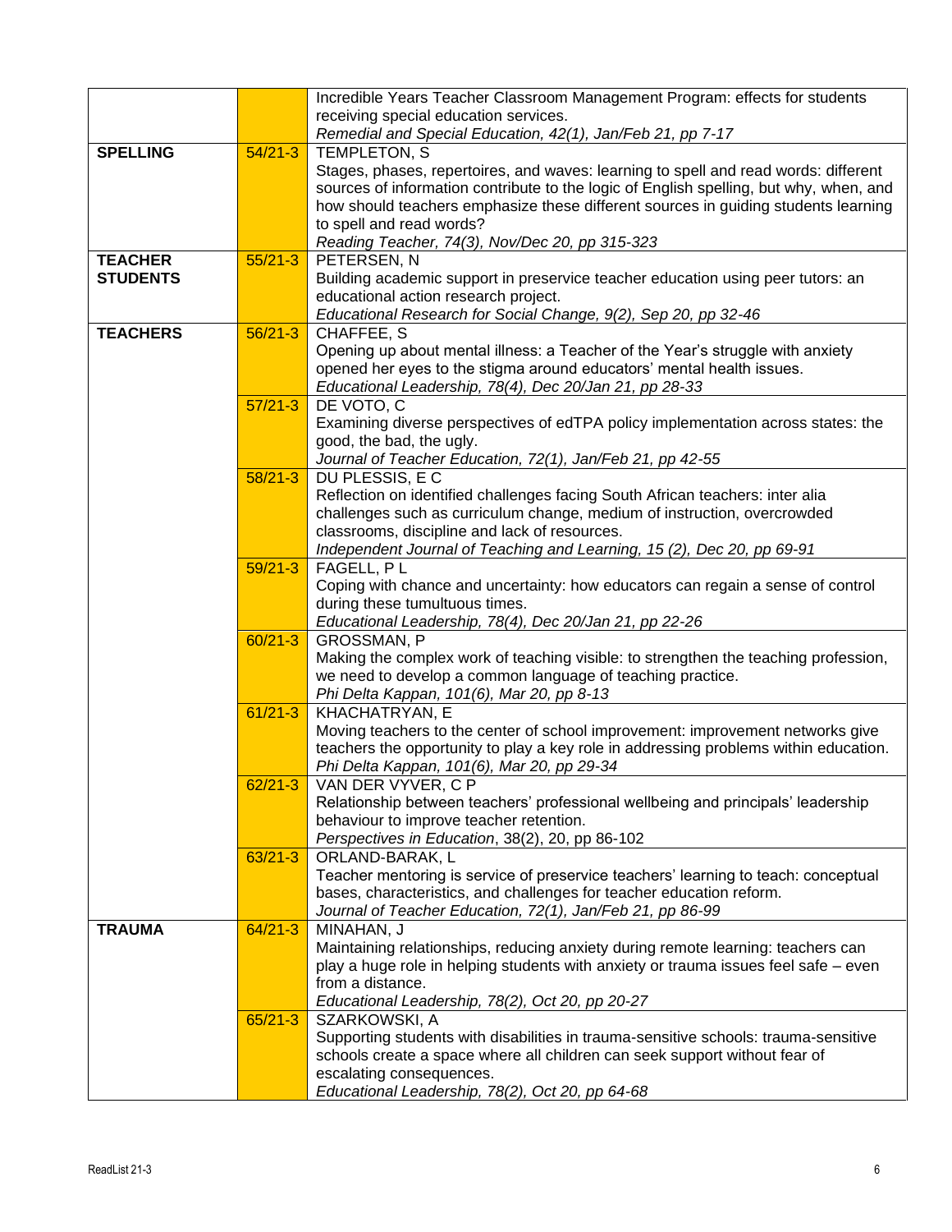| | | |
|---|---|---|
| | | Incredible Years Teacher Classroom Management Program: effects for students receiving special education services.<br>*Remedial and Special Education, 42(1), Jan/Feb 21, pp 7-17* |
| **SPELLING** | 54/21-3 | TEMPLETON, S<br>Stages, phases, repertoires, and waves: learning to spell and read words: different sources of information contribute to the logic of English spelling, but why, when, and how should teachers emphasize these different sources in guiding students learning to spell and read words?<br>*Reading Teacher, 74(3), Nov/Dec 20, pp 315-323* |
| **TEACHER STUDENTS** | 55/21-3 | PETERSEN, N<br>Building academic support in preservice teacher education using peer tutors: an educational action research project.<br>*Educational Research for Social Change, 9(2), Sep 20, pp 32-46* |
| **TEACHERS** | 56/21-3 | CHAFFEE, S<br>Opening up about mental illness: a Teacher of the Year's struggle with anxiety opened her eyes to the stigma around educators' mental health issues.<br>*Educational Leadership, 78(4), Dec 20/Jan 21, pp 28-33* |
| | 57/21-3 | DE VOTO, C<br>Examining diverse perspectives of edTPA policy implementation across states: the good, the bad, the ugly.<br>*Journal of Teacher Education, 72(1), Jan/Feb 21, pp 42-55* |
| | 58/21-3 | DU PLESSIS, E C<br>Reflection on identified challenges facing South African teachers: inter alia challenges such as curriculum change, medium of instruction, overcrowded classrooms, discipline and lack of resources.<br>*Independent Journal of Teaching and Learning, 15 (2), Dec 20, pp 69-91* |
| | 59/21-3 | FAGELL, P L<br>Coping with chance and uncertainty: how educators can regain a sense of control during these tumultuous times.<br>*Educational Leadership, 78(4), Dec 20/Jan 21, pp 22-26* |
| | 60/21-3 | GROSSMAN, P<br>Making the complex work of teaching visible: to strengthen the teaching profession, we need to develop a common language of teaching practice.<br>*Phi Delta Kappan, 101(6), Mar 20, pp 8-13* |
| | 61/21-3 | KHACHATRYAN, E<br>Moving teachers to the center of school improvement: improvement networks give teachers the opportunity to play a key role in addressing problems within education.<br>*Phi Delta Kappan, 101(6), Mar 20, pp 29-34* |
| | 62/21-3 | VAN DER VYVER, C P<br>Relationship between teachers' professional wellbeing and principals' leadership behaviour to improve teacher retention.<br>*Perspectives in Education*, 38(2), 20, pp 86-102 |
| | 63/21-3 | ORLAND-BARAK, L<br>Teacher mentoring is service of preservice teachers' learning to teach: conceptual bases, characteristics, and challenges for teacher education reform.<br>*Journal of Teacher Education, 72(1), Jan/Feb 21, pp 86-99* |
| **TRAUMA** | 64/21-3 | MINAHAN, J<br>Maintaining relationships, reducing anxiety during remote learning: teachers can play a huge role in helping students with anxiety or trauma issues feel safe – even from a distance.<br>*Educational Leadership, 78(2), Oct 20, pp 20-27* |
| | 65/21-3 | SZARKOWSKI, A<br>Supporting students with disabilities in trauma-sensitive schools: trauma-sensitive schools create a space where all children can seek support without fear of escalating consequences.<br>*Educational Leadership, 78(2), Oct 20, pp 64-68* |